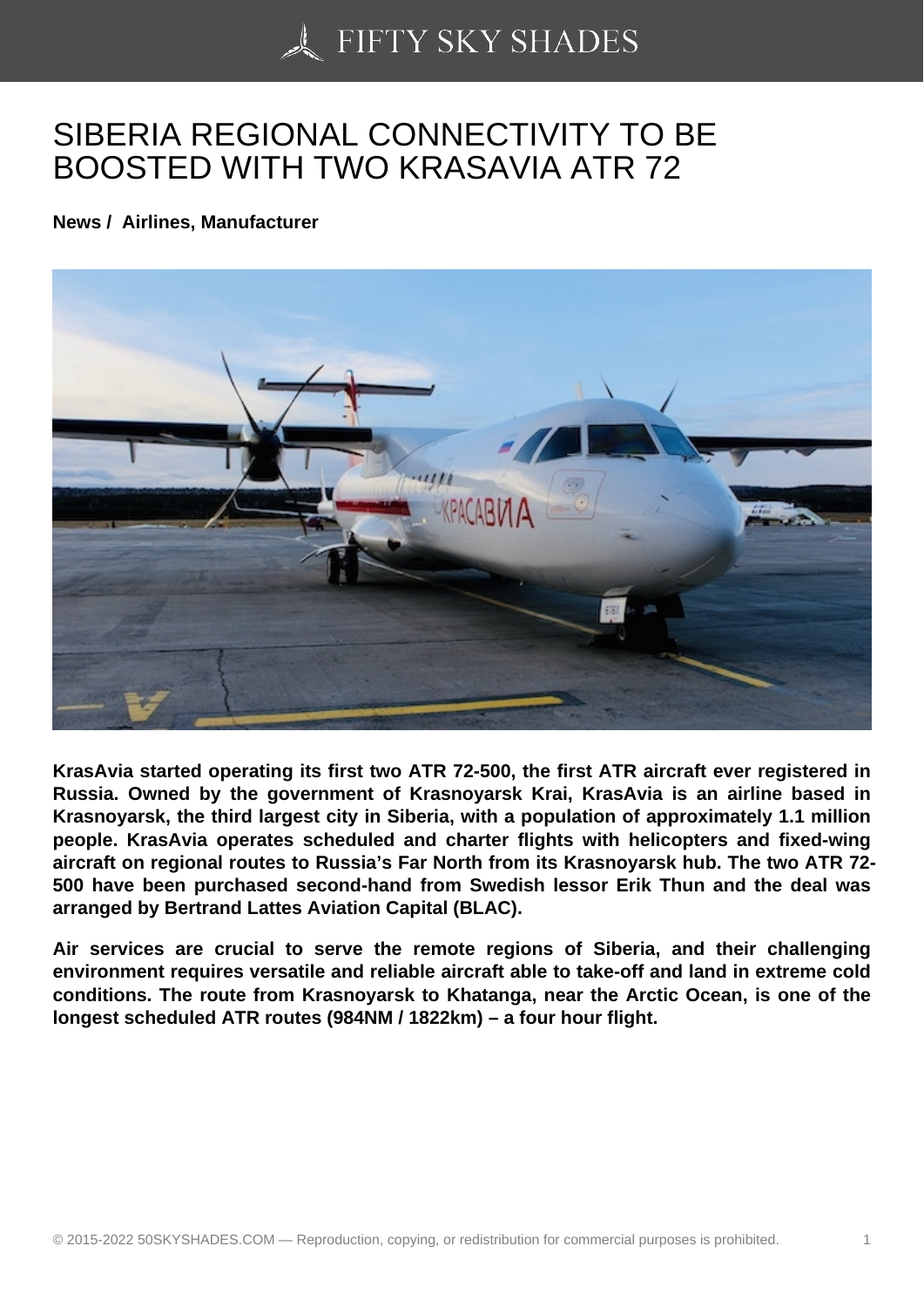# SIBERIA REGIONAL CONNECTIVITY TO BE BOOSTED WITH TWO KRASAVIA ATR 72

**News / Airlines, Manufacturer**

**KrasAvia started operating its first two ATR 72-500, the first ATR aircraft ever registered in Russia. Owned by the government of Krasnoyarsk Krai, KrasAvia is an airline based in Krasnoyarsk, the third largest city in Siberia, with a population of approximately 1.1 million people. KrasAvia operates scheduled and charter flights with helicopters and fixed-wing aircraft on regional routes to Russia's Far North from its Krasnoyarsk hub. The two ATR 72-500 have been purchased second-hand from Swedish lessor Erik Thun and the deal was arranged by Bertrand Lattes Aviation Capital (BLAC).**

**Air services are crucial to serve the remote regions of Siberia, and their challenging environment requires versatile and reliable aircraft able to take-off and land in extreme cold conditions. The route from Krasnoyarsk to Khatanga, near the Arctic Ocean, is one of the longest scheduled ATR routes (984NM / 1822km) – a four hour flight.**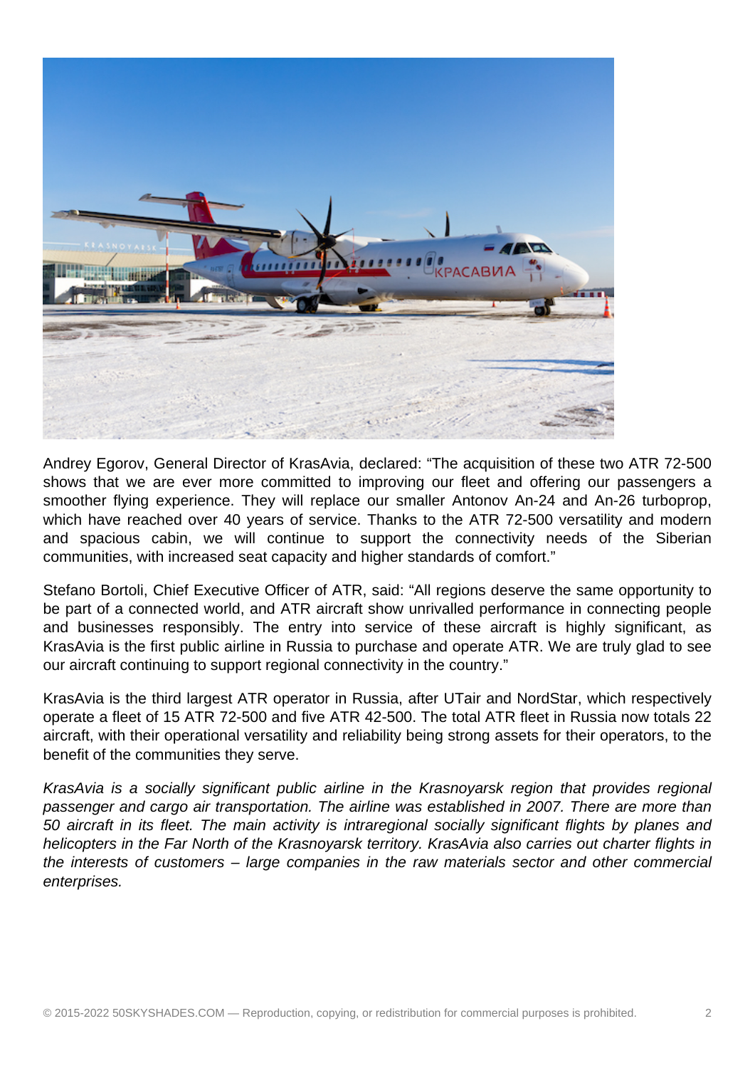Andrey Egorov, General Director of KrasAvia, declared: “The acquisition of these two ATR 72-500 shows that we are ever more committed to improving our fleet and offering our passengers a smoother flying experience. They will replace our smaller Antonov An-24 and An-26 turboprop, which have reached over 40 years of service. Thanks to the ATR 72-500 versatility and modern and spacious cabin, we will continue to support the connectivity needs of the Siberian communities, with increased seat capacity and higher standards of comfort.”

Stefano Bortoli, Chief Executive Officer of ATR, said: “All regions deserve the same opportunity to be part of a connected world, and ATR aircraft show unrivalled performance in connecting people and businesses responsibly. The entry into service of these aircraft is highly significant, as KrasAvia is the first public airline in Russia to purchase and operate ATR. We are truly glad to see our aircraft continuing to support regional connectivity in the country.”

KrasAvia is the third largest ATR operator in Russia, after UTair and NordStar, which respectively operate a fleet of 15 ATR 72-500 and five ATR 42-500. The total ATR fleet in Russia now totals 22 aircraft, with their operational versatility and reliability being strong assets for their operators, to the benefit of the communities they serve.

*KrasAvia is a socially significant public airline in the Krasnoyarsk region that provides regional passenger and cargo air transportation. The airline was established in 2007. There are more than 50 aircraft in its fleet. The main activity is intraregional socially significant flights by planes and helicopters in the Far North of the Krasnoyarsk territory. KrasAvia also carries out charter flights in the interests of customers – large companies in the raw materials sector and other commercial enterprises.*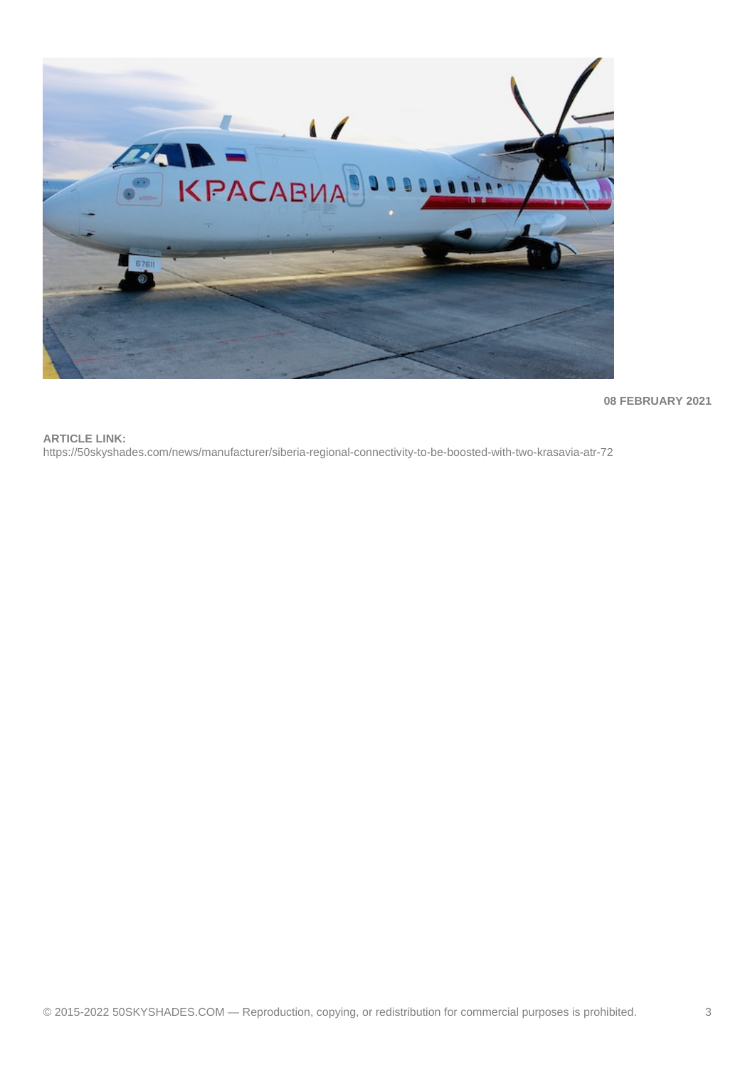**08 FEBRUARY 2021**

**ARTICLE LINK:**
https://50skyshades.com/news/manufacturer/siberia-regional-connectivity-to-be-boosted-with-two-krasavia-atr-72

© 2015-2022 50SKYSHADES.COM — Reproduction, copying, or redistribution for commercial purposes is prohibited.